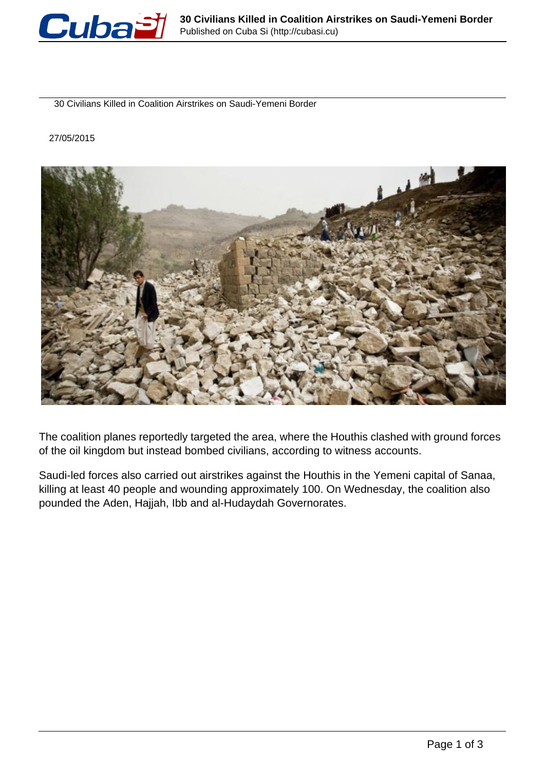# 30 Civilians Killed in Coalition Airstrikes on Saudi-Yemeni Border

27/05/2015

The coalition planes reportedly targeted the area, where the Houthis clashed with ground forces of the oil kingdom but instead bombed civilians, according to witness accounts.

Saudi-led forces also carried out airstrikes against the Houthis in the Yemeni capital of Sanaa, killing at least 40 people and wounding approximately 100. On Wednesday, the coalition also pounded the Aden, Hajjah, Ibb and al-Hudaydah Governorates.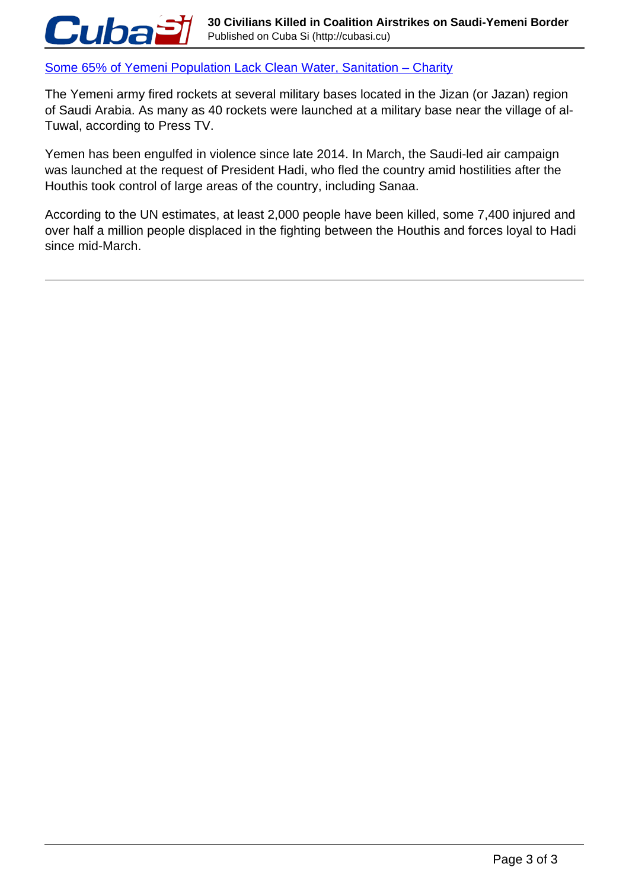[Some 65% of Yemeni Population Lack Clean Water, Sanitation – Charity]

The Yemeni army fired rockets at several military bases located in the Jizan (or Jazan) region of Saudi Arabia. As many as 40 rockets were launched at a military base near the village of al-Tuwal, according to Press TV.

Yemen has been engulfed in violence since late 2014. In March, the Saudi-led air campaign was launched at the request of President Hadi, who fled the country amid hostilities after the Houthis took control of large areas of the country, including Sanaa.

According to the UN estimates, at least 2,000 people have been killed, some 7,400 injured and over half a million people displaced in the fighting between the Houthis and forces loyal to Hadi since mid-March.